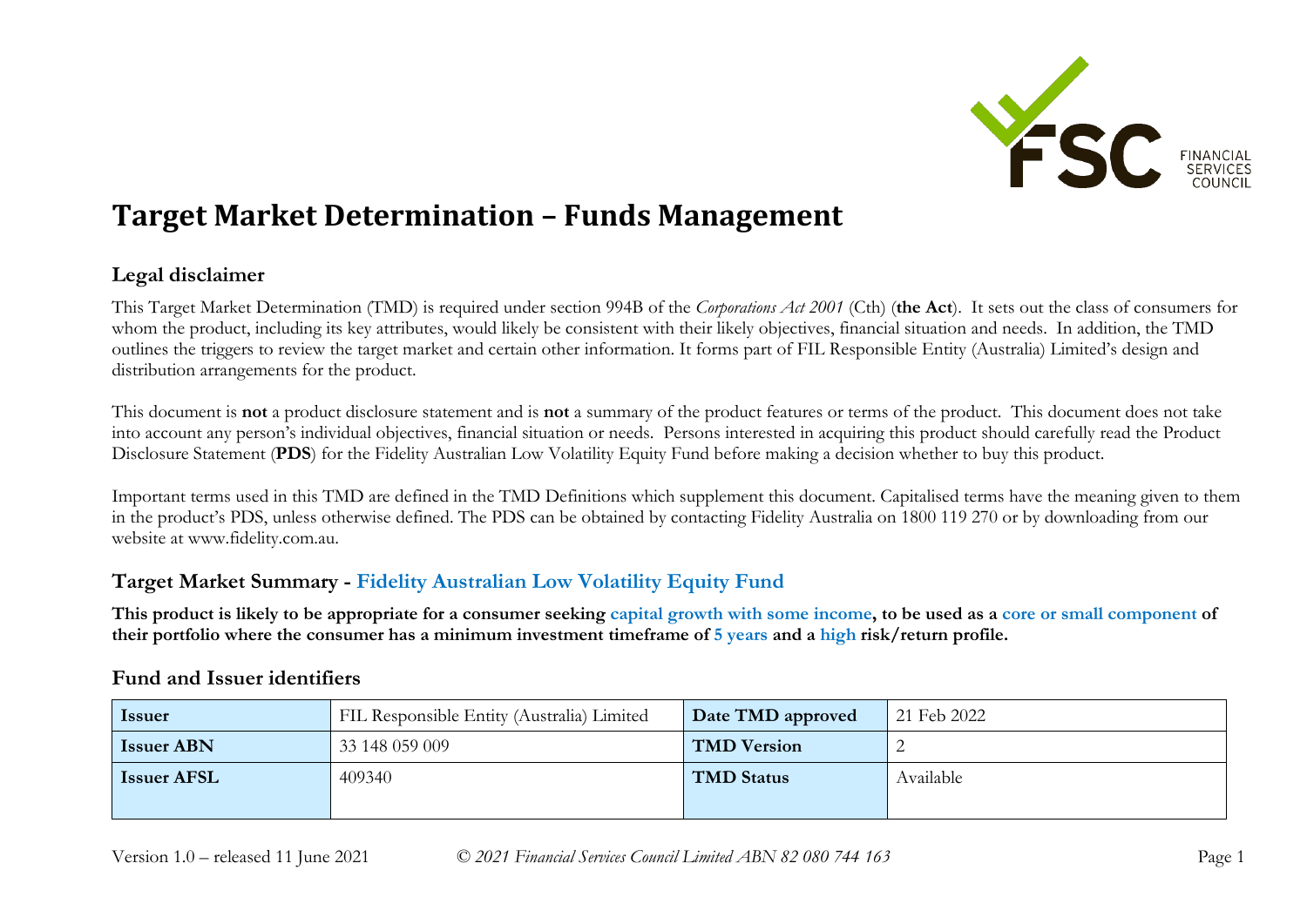# Target Market Determination – Funds Management

## Legal disclaimer

This Target Market Determination (TMD) is required under section 994B of the *Corporations Act 2001* (Cth) (**the Act**). It sets out the class of consumers for whom the product, including its key attributes, would likely be consistent with their likely objectives, financial situation and needs. In addition, the TMD outlines the triggers to review the target market and certain other information. It forms part of FIL Responsible Entity (Australia) Limited's design and distribution arrangements for the product.

This document is **not** a product disclosure statement and is **not** a summary of the product features or terms of the product. This document does not take into account any person's individual objectives, financial situation or needs. Persons interested in acquiring this product should carefully read the Product Disclosure Statement (**PDS**) for the Fidelity Australian Low Volatility Equity Fund before making a decision whether to buy this product.

Important terms used in this TMD are defined in the TMD Definitions which supplement this document. Capitalised terms have the meaning given to them in the product's PDS, unless otherwise defined. The PDS can be obtained by contacting Fidelity Australia on 1800 119 270 or by downloading from our website at www.fidelity.com.au.

## Target Market Summary - Fidelity Australian Low Volatility Equity Fund

**This product is likely to be appropriate for a consumer seeking capital growth with some income, to be used as a core or small component of their portfolio where the consumer has a minimum investment timeframe of 5 years and a high risk/return profile.**

## Fund and Issuer identifiers

| **Issuer** | FIL Responsible Entity (Australia) Limited | **Date TMD approved** | 21 Feb 2022 |
|---|---|---|---|
| **Issuer ABN** | 33 148 059 009 | **TMD Version** | 2 |
| **Issuer AFSL** | 409340 | **TMD Status** | Available |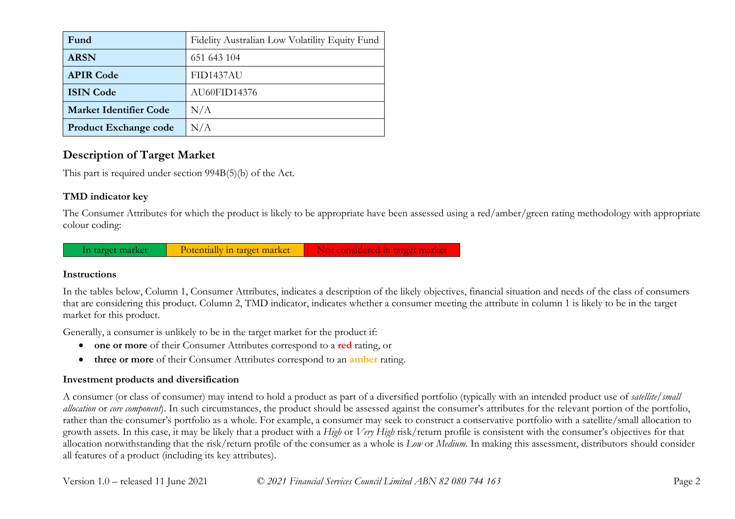| Fund | Fidelity Australian Low Volatility Equity Fund |
|---|---|
| **ARSN** | 651 643 104 |
| **APIR Code** | FID1437AU |
| **ISIN Code** | AU60FID14376 |
| **Market Identifier Code** | N/A |
| **Product Exchange code** | N/A |

## Description of Target Market

This part is required under section 994B(5)(b) of the Act.

### TMD indicator key

The Consumer Attributes for which the product is likely to be appropriate have been assessed using a red/amber/green rating methodology with appropriate colour coding:

| In target market | Potentially in target market | Not considered in target market |
|---|---|---|

### Instructions

In the tables below, Column 1, Consumer Attributes, indicates a description of the likely objectives, financial situation and needs of the class of consumers that are considering this product. Column 2, TMD indicator, indicates whether a consumer meeting the attribute in column 1 is likely to be in the target market for this product.

Generally, a consumer is unlikely to be in the target market for the product if:

- **one or more** of their Consumer Attributes correspond to a **red** rating, or
- **three or more** of their Consumer Attributes correspond to an **amber** rating.

### Investment products and diversification

A consumer (or class of consumer) may intend to hold a product as part of a diversified portfolio (typically with an intended product use of *satellite/small allocation* or *core component*). In such circumstances, the product should be assessed against the consumer's attributes for the relevant portion of the portfolio, rather than the consumer's portfolio as a whole. For example, a consumer may seek to construct a conservative portfolio with a satellite/small allocation to growth assets. In this case, it may be likely that a product with a *High* or *Very High* risk/return profile is consistent with the consumer's objectives for that allocation notwithstanding that the risk/return profile of the consumer as a whole is *Low* or *Medium*. In making this assessment, distributors should consider all features of a product (including its key attributes).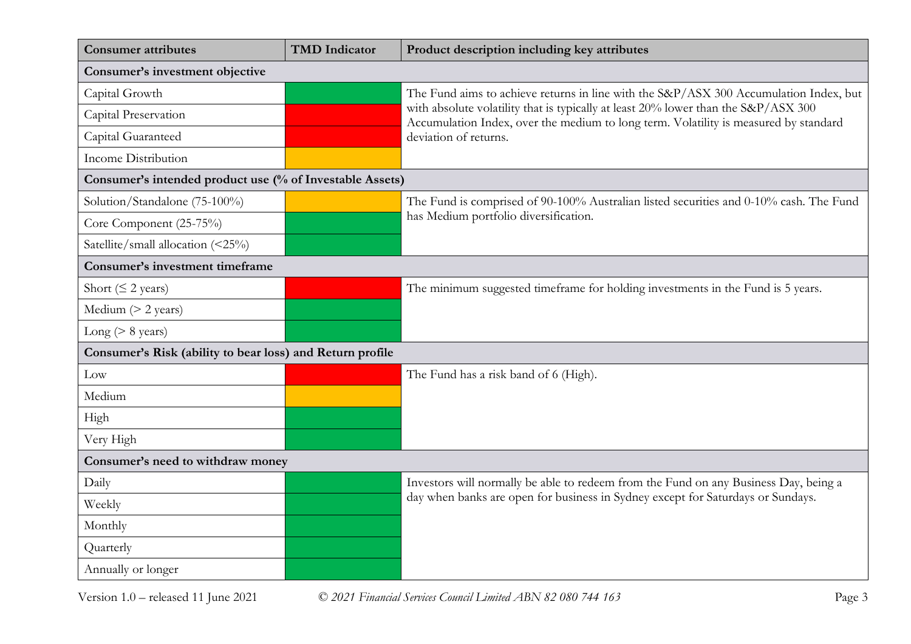| Consumer attributes | TMD Indicator | Product description including key attributes |
| --- | --- | --- |
| **Consumer's investment objective** | | |
| Capital Growth | Green | The Fund aims to achieve returns in line with the S&P/ASX 300 Accumulation Index, but with absolute volatility that is typically at least 20% lower than the S&P/ASX 300 Accumulation Index, over the medium to long term. Volatility is measured by standard deviation of returns. |
| Capital Preservation | Red | |
| Capital Guaranteed | Red | |
| Income Distribution | Amber | |
| **Consumer's intended product use (% of Investable Assets)** | | |
| Solution/Standalone (75-100%) | Amber | The Fund is comprised of 90-100% Australian listed securities and 0-10% cash. The Fund has Medium portfolio diversification. |
| Core Component (25-75%) | Green | |
| Satellite/small allocation (<25%) | Green | |
| **Consumer's investment timeframe** | | |
| Short (≤ 2 years) | Red | The minimum suggested timeframe for holding investments in the Fund is 5 years. |
| Medium (> 2 years) | Green | |
| Long (> 8 years) | Green | |
| **Consumer's Risk (ability to bear loss) and Return profile** | | |
| Low | Red | The Fund has a risk band of 6 (High). |
| Medium | Amber | |
| High | Green | |
| Very High | Green | |
| **Consumer's need to withdraw money** | | |
| Daily | Green | Investors will normally be able to redeem from the Fund on any Business Day, being a day when banks are open for business in Sydney except for Saturdays or Sundays. |
| Weekly | Green | |
| Monthly | Green | |
| Quarterly | Green | |
| Annually or longer | Green | |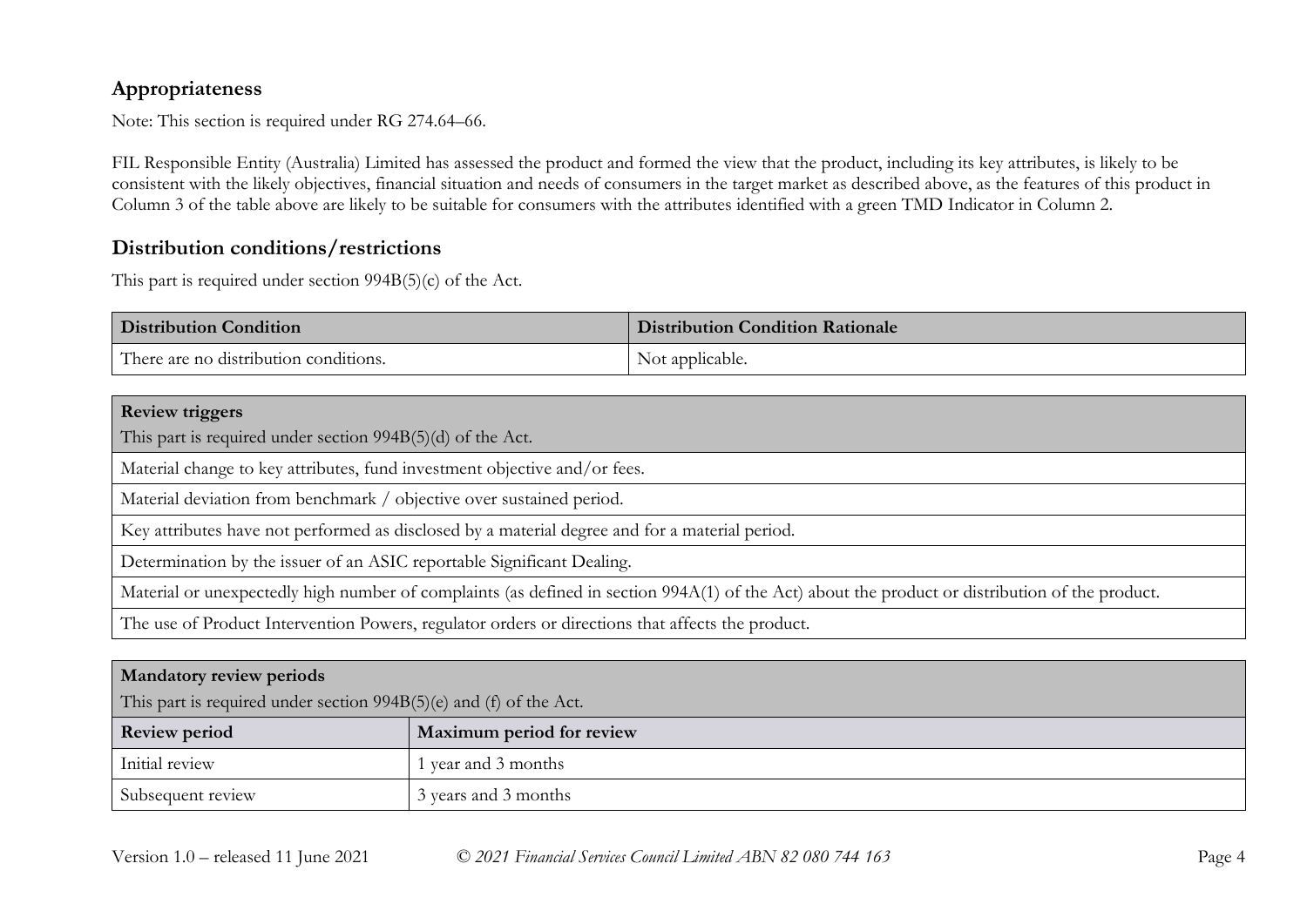## Appropriateness

Note: This section is required under RG 274.64–66.

FIL Responsible Entity (Australia) Limited has assessed the product and formed the view that the product, including its key attributes, is likely to be consistent with the likely objectives, financial situation and needs of consumers in the target market as described above, as the features of this product in Column 3 of the table above are likely to be suitable for consumers with the attributes identified with a green TMD Indicator in Column 2.

## Distribution conditions/restrictions

This part is required under section 994B(5)(c) of the Act.

| Distribution Condition | Distribution Condition Rationale |
|---|---|
| There are no distribution conditions. | Not applicable. |

| **Review triggers**<br>This part is required under section 994B(5)(d) of the Act. |
|---|
| Material change to key attributes, fund investment objective and/or fees. |
| Material deviation from benchmark / objective over sustained period. |
| Key attributes have not performed as disclosed by a material degree and for a material period. |
| Determination by the issuer of an ASIC reportable Significant Dealing. |
| Material or unexpectedly high number of complaints (as defined in section 994A(1) of the Act) about the product or distribution of the product. |
| The use of Product Intervention Powers, regulator orders or directions that affects the product. |

| **Mandatory review periods**<br>This part is required under section 994B(5)(e) and (f) of the Act. | |
|---|---|
| **Review period** | **Maximum period for review** |
| Initial review | 1 year and 3 months |
| Subsequent review | 3 years and 3 months |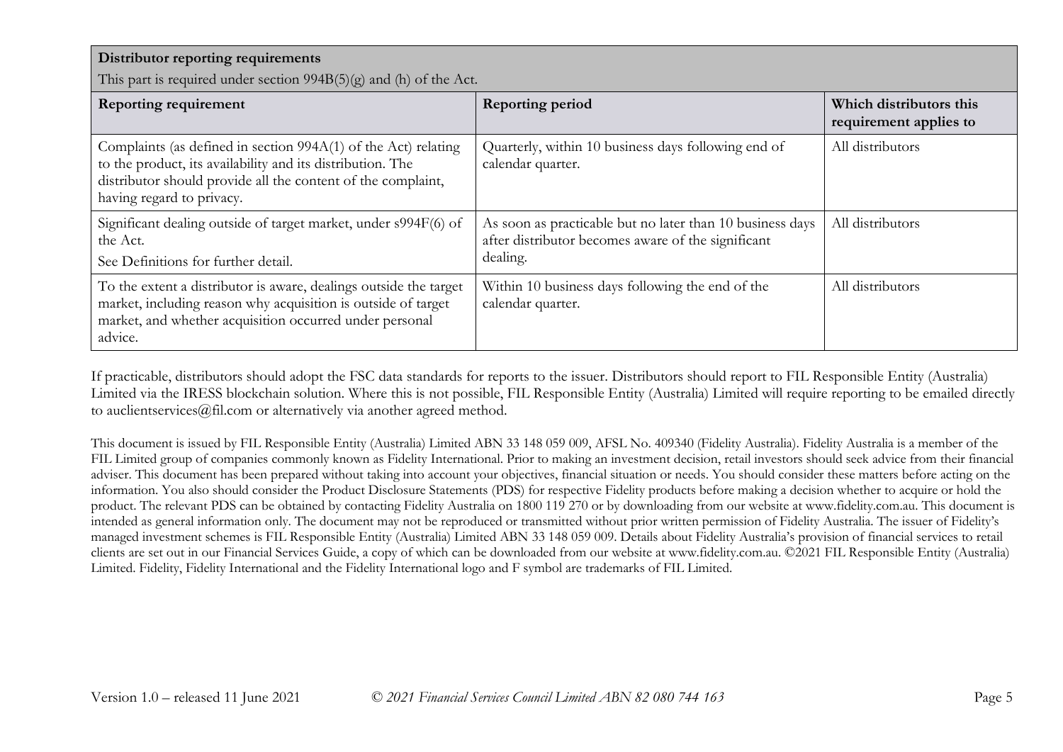## Distributor reporting requirements

This part is required under section 994B(5)(g) and (h) of the Act.

| Reporting requirement | Reporting period | Which distributors this requirement applies to |
|---|---|---|
| Complaints (as defined in section 994A(1) of the Act) relating to the product, its availability and its distribution. The distributor should provide all the content of the complaint, having regard to privacy. | Quarterly, within 10 business days following end of calendar quarter. | All distributors |
| Significant dealing outside of target market, under s994F(6) of the Act.<br>See Definitions for further detail. | As soon as practicable but no later than 10 business days after distributor becomes aware of the significant dealing. | All distributors |
| To the extent a distributor is aware, dealings outside the target market, including reason why acquisition is outside of target market, and whether acquisition occurred under personal advice. | Within 10 business days following the end of the calendar quarter. | All distributors |

If practicable, distributors should adopt the FSC data standards for reports to the issuer. Distributors should report to FIL Responsible Entity (Australia) Limited via the IRESS blockchain solution. Where this is not possible, FIL Responsible Entity (Australia) Limited will require reporting to be emailed directly to auclientservices@fil.com or alternatively via another agreed method.

This document is issued by FIL Responsible Entity (Australia) Limited ABN 33 148 059 009, AFSL No. 409340 (Fidelity Australia). Fidelity Australia is a member of the FIL Limited group of companies commonly known as Fidelity International. Prior to making an investment decision, retail investors should seek advice from their financial adviser. This document has been prepared without taking into account your objectives, financial situation or needs. You should consider these matters before acting on the information. You also should consider the Product Disclosure Statements (PDS) for respective Fidelity products before making a decision whether to acquire or hold the product. The relevant PDS can be obtained by contacting Fidelity Australia on 1800 119 270 or by downloading from our website at www.fidelity.com.au. This document is intended as general information only. The document may not be reproduced or transmitted without prior written permission of Fidelity Australia. The issuer of Fidelity's managed investment schemes is FIL Responsible Entity (Australia) Limited ABN 33 148 059 009. Details about Fidelity Australia's provision of financial services to retail clients are set out in our Financial Services Guide, a copy of which can be downloaded from our website at www.fidelity.com.au. ©2021 FIL Responsible Entity (Australia) Limited. Fidelity, Fidelity International and the Fidelity International logo and F symbol are trademarks of FIL Limited.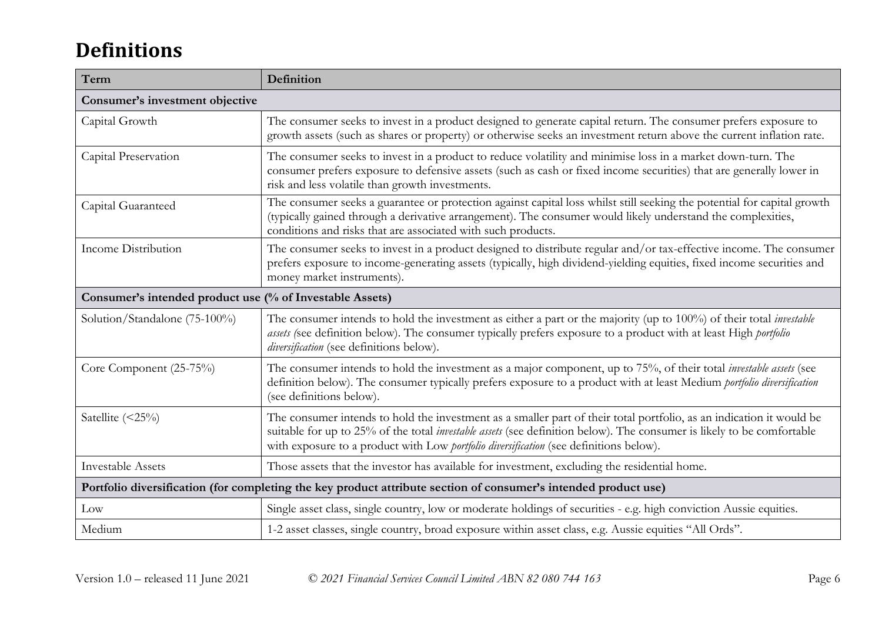# Definitions

| Term | Definition |
|---|---|
| **Consumer's investment objective** | |
| Capital Growth | The consumer seeks to invest in a product designed to generate capital return. The consumer prefers exposure to growth assets (such as shares or property) or otherwise seeks an investment return above the current inflation rate. |
| Capital Preservation | The consumer seeks to invest in a product to reduce volatility and minimise loss in a market down-turn. The consumer prefers exposure to defensive assets (such as cash or fixed income securities) that are generally lower in risk and less volatile than growth investments. |
| Capital Guaranteed | The consumer seeks a guarantee or protection against capital loss whilst still seeking the potential for capital growth (typically gained through a derivative arrangement). The consumer would likely understand the complexities, conditions and risks that are associated with such products. |
| Income Distribution | The consumer seeks to invest in a product designed to distribute regular and/or tax-effective income. The consumer prefers exposure to income-generating assets (typically, high dividend-yielding equities, fixed income securities and money market instruments). |
| **Consumer's intended product use (% of Investable Assets)** | |
| Solution/Standalone (75-100%) | The consumer intends to hold the investment as either a part or the majority (up to 100%) of their total *investable assets (*see definition below). The consumer typically prefers exposure to a product with at least High *portfolio diversification* (see definitions below). |
| Core Component (25-75%) | The consumer intends to hold the investment as a major component, up to 75%, of their total *investable assets* (see definition below). The consumer typically prefers exposure to a product with at least Medium *portfolio diversification* (see definitions below). |
| Satellite (<25%) | The consumer intends to hold the investment as a smaller part of their total portfolio, as an indication it would be suitable for up to 25% of the total *investable assets* (see definition below). The consumer is likely to be comfortable with exposure to a product with Low *portfolio diversification* (see definitions below). |
| Investable Assets | Those assets that the investor has available for investment, excluding the residential home. |
| **Portfolio diversification (for completing the key product attribute section of consumer's intended product use)** | |
| Low | Single asset class, single country, low or moderate holdings of securities - e.g. high conviction Aussie equities. |
| Medium | 1-2 asset classes, single country, broad exposure within asset class, e.g. Aussie equities "All Ords". |

Version 1.0 – released 11 June 2021 *© 2021 Financial Services Council Limited ABN 82 080 744 163*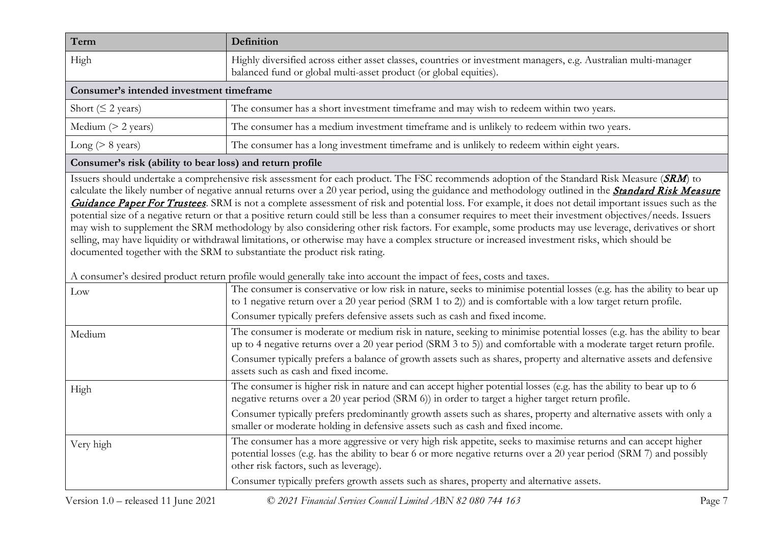| Term | Definition |
|---|---|
| High | Highly diversified across either asset classes, countries or investment managers, e.g. Australian multi-manager balanced fund or global multi-asset product (or global equities). |
| **Consumer's intended investment timeframe** | |
| Short (≤ 2 years) | The consumer has a short investment timeframe and may wish to redeem within two years. |
| Medium (> 2 years) | The consumer has a medium investment timeframe and is unlikely to redeem within two years. |
| Long (> 8 years) | The consumer has a long investment timeframe and is unlikely to redeem within eight years. |
| **Consumer's risk (ability to bear loss) and return profile** | |
| Issuers should undertake a comprehensive risk assessment for each product. The FSC recommends adoption of the Standard Risk Measure (***SRM***) to calculate the likely number of negative annual returns over a 20 year period, using the guidance and methodology outlined in the ***Standard Risk Measure Guidance Paper For Trustees***. SRM is not a complete assessment of risk and potential loss. For example, it does not detail important issues such as the potential size of a negative return or that a positive return could still be less than a consumer requires to meet their investment objectives/needs. Issuers may wish to supplement the SRM methodology by also considering other risk factors. For example, some products may use leverage, derivatives or short selling, may have liquidity or withdrawal limitations, or otherwise may have a complex structure or increased investment risks, which should be documented together with the SRM to substantiate the product risk rating. <br><br> A consumer's desired product return profile would generally take into account the impact of fees, costs and taxes. | |
| Low | The consumer is conservative or low risk in nature, seeks to minimise potential losses (e.g. has the ability to bear up to 1 negative return over a 20 year period (SRM 1 to 2)) and is comfortable with a low target return profile. <br> Consumer typically prefers defensive assets such as cash and fixed income. |
| Medium | The consumer is moderate or medium risk in nature, seeking to minimise potential losses (e.g. has the ability to bear up to 4 negative returns over a 20 year period (SRM 3 to 5)) and comfortable with a moderate target return profile. <br> Consumer typically prefers a balance of growth assets such as shares, property and alternative assets and defensive assets such as cash and fixed income. |
| High | The consumer is higher risk in nature and can accept higher potential losses (e.g. has the ability to bear up to 6 negative returns over a 20 year period (SRM 6)) in order to target a higher target return profile. <br> Consumer typically prefers predominantly growth assets such as shares, property and alternative assets with only a smaller or moderate holding in defensive assets such as cash and fixed income. |
| Very high | The consumer has a more aggressive or very high risk appetite, seeks to maximise returns and can accept higher potential losses (e.g. has the ability to bear 6 or more negative returns over a 20 year period (SRM 7) and possibly other risk factors, such as leverage). <br> Consumer typically prefers growth assets such as shares, property and alternative assets. |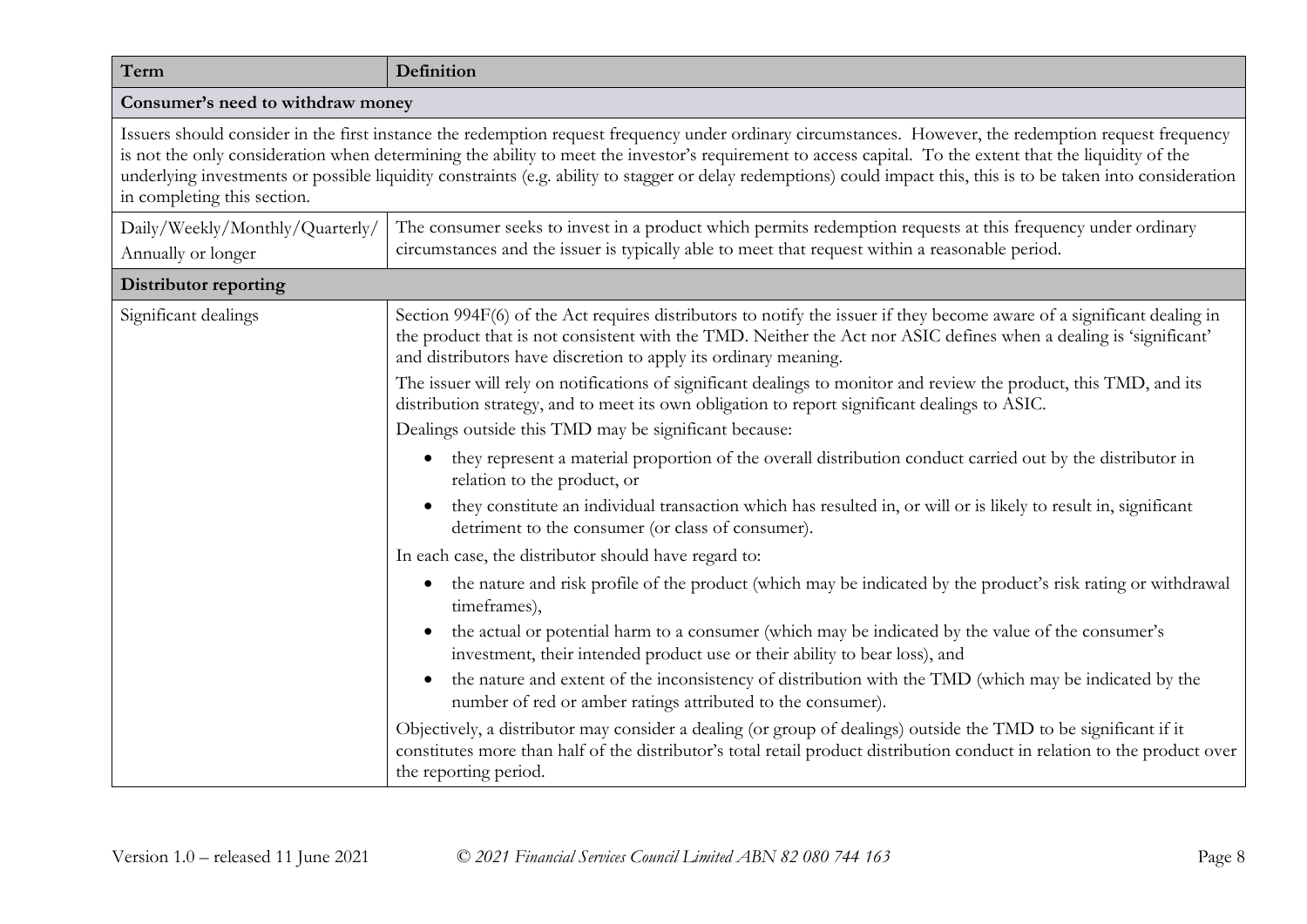| Term | Definition |
| --- | --- |
| **Consumer's need to withdraw money** | |
| Issuers should consider in the first instance the redemption request frequency under ordinary circumstances. However, the redemption request frequency is not the only consideration when determining the ability to meet the investor's requirement to access capital. To the extent that the liquidity of the underlying investments or possible liquidity constraints (e.g. ability to stagger or delay redemptions) could impact this, this is to be taken into consideration in completing this section. | |
| Daily/Weekly/Monthly/Quarterly/ Annually or longer | The consumer seeks to invest in a product which permits redemption requests at this frequency under ordinary circumstances and the issuer is typically able to meet that request within a reasonable period. |
| **Distributor reporting** | |
| Significant dealings | Section 994F(6) of the Act requires distributors to notify the issuer if they become aware of a significant dealing in the product that is not consistent with the TMD. Neither the Act nor ASIC defines when a dealing is 'significant' and distributors have discretion to apply its ordinary meaning.<br><br>The issuer will rely on notifications of significant dealings to monitor and review the product, this TMD, and its distribution strategy, and to meet its own obligation to report significant dealings to ASIC.<br><br>Dealings outside this TMD may be significant because:<br>• they represent a material proportion of the overall distribution conduct carried out by the distributor in relation to the product, or<br>• they constitute an individual transaction which has resulted in, or will or is likely to result in, significant detriment to the consumer (or class of consumer).<br><br>In each case, the distributor should have regard to:<br>• the nature and risk profile of the product (which may be indicated by the product's risk rating or withdrawal timeframes),<br>• the actual or potential harm to a consumer (which may be indicated by the value of the consumer's investment, their intended product use or their ability to bear loss), and<br>• the nature and extent of the inconsistency of distribution with the TMD (which may be indicated by the number of red or amber ratings attributed to the consumer).<br><br>Objectively, a distributor may consider a dealing (or group of dealings) outside the TMD to be significant if it constitutes more than half of the distributor's total retail product distribution conduct in relation to the product over the reporting period. |

Version 1.0 – released 11 June 2021 *© 2021 Financial Services Council Limited ABN 82 080 744 163*